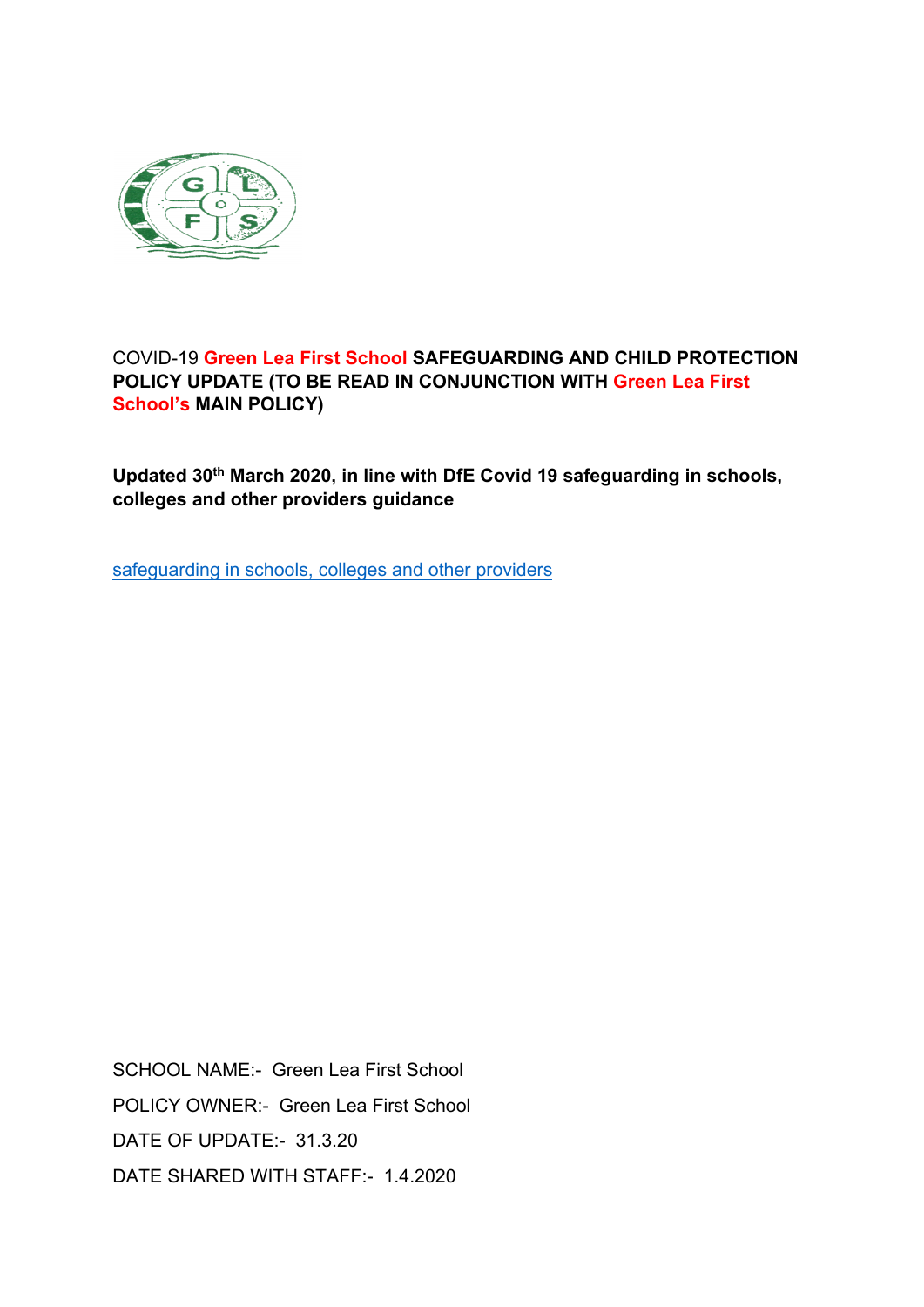# COVID-19 Green Lea First School SAFEGUARDING AND CHILD PROTECTION POLICY UPDATE (TO BE READ IN CONJUNCTION WITH Green Lea First School's MAIN POLICY)

**Updated 30th March 2020, in line with DfE Covid 19 safeguarding in schools, colleges and other providers guidance**

[safeguarding in schools, colleges and other providers]

SCHOOL NAME:- Green Lea First School

POLICY OWNER:- Green Lea First School

DATE OF UPDATE:- 31.3.20

DATE SHARED WITH STAFF:- 1.4.2020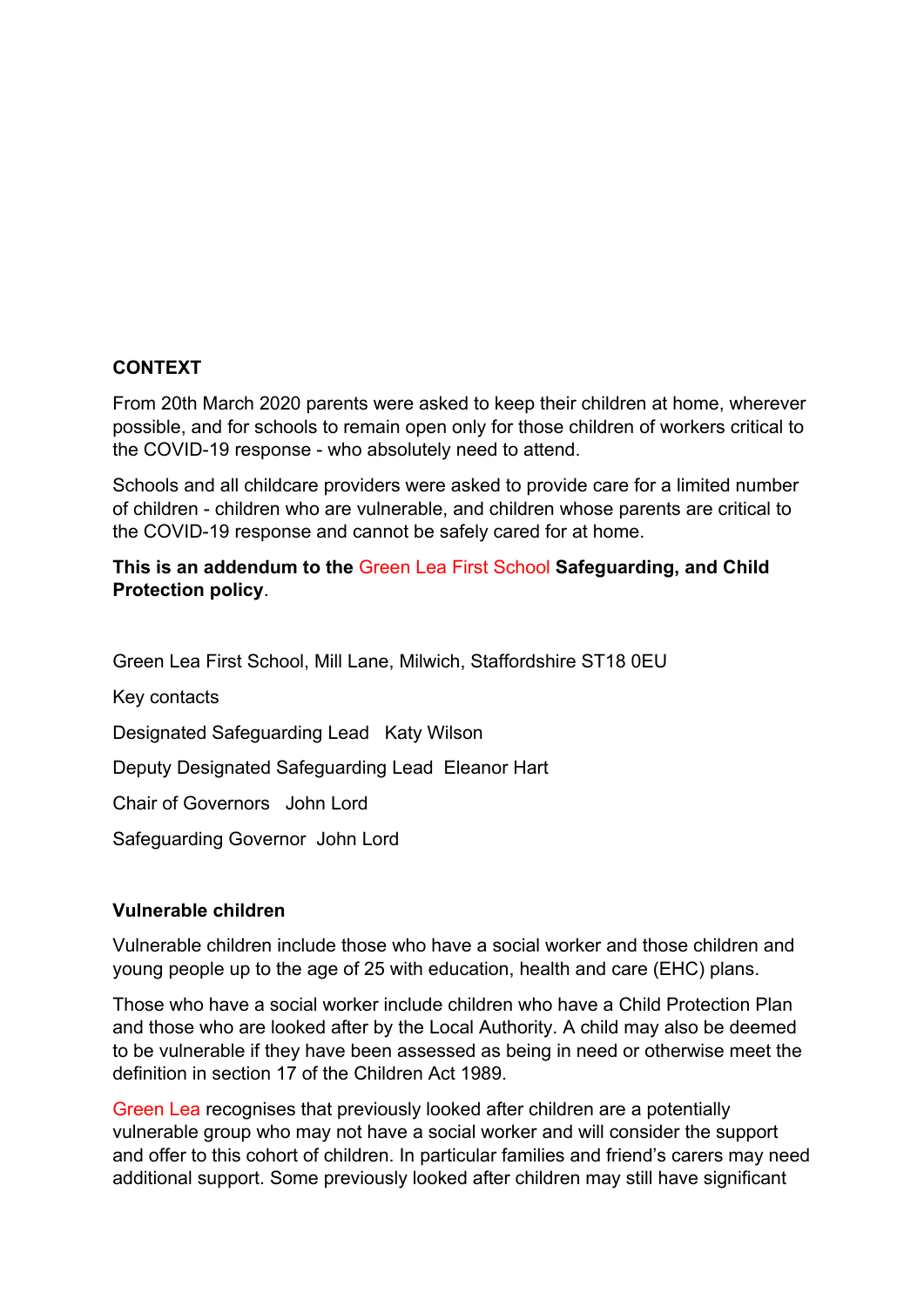## CONTEXT

From 20th March 2020 parents were asked to keep their children at home, wherever possible, and for schools to remain open only for those children of workers critical to the COVID-19 response - who absolutely need to attend.

Schools and all childcare providers were asked to provide care for a limited number of children - children who are vulnerable, and children whose parents are critical to the COVID-19 response and cannot be safely cared for at home.

**This is an addendum to the Green Lea First School Safeguarding, and Child Protection policy**.

Green Lea First School, Mill Lane, Milwich, Staffordshire ST18 0EU

Key contacts

Designated Safeguarding Lead Katy Wilson

Deputy Designated Safeguarding Lead Eleanor Hart

Chair of Governors John Lord

Safeguarding Governor John Lord

## Vulnerable children

Vulnerable children include those who have a social worker and those children and young people up to the age of 25 with education, health and care (EHC) plans.

Those who have a social worker include children who have a Child Protection Plan and those who are looked after by the Local Authority. A child may also be deemed to be vulnerable if they have been assessed as being in need or otherwise meet the definition in section 17 of the Children Act 1989.

Green Lea recognises that previously looked after children are a potentially vulnerable group who may not have a social worker and will consider the support and offer to this cohort of children. In particular families and friend's carers may need additional support. Some previously looked after children may still have significant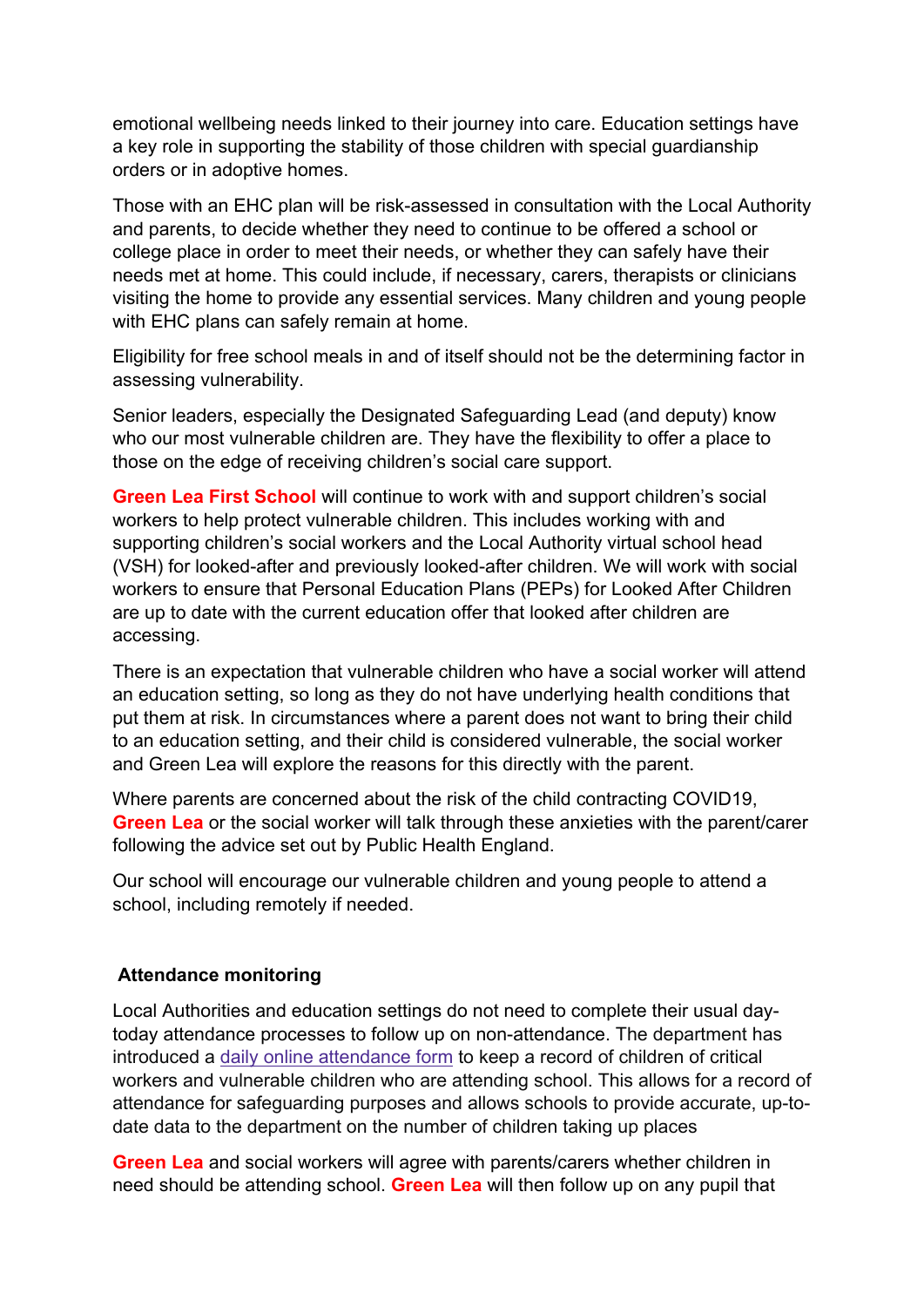emotional wellbeing needs linked to their journey into care. Education settings have a key role in supporting the stability of those children with special guardianship orders or in adoptive homes.

Those with an EHC plan will be risk-assessed in consultation with the Local Authority and parents, to decide whether they need to continue to be offered a school or college place in order to meet their needs, or whether they can safely have their needs met at home. This could include, if necessary, carers, therapists or clinicians visiting the home to provide any essential services. Many children and young people with EHC plans can safely remain at home.

Eligibility for free school meals in and of itself should not be the determining factor in assessing vulnerability.

Senior leaders, especially the Designated Safeguarding Lead (and deputy) know who our most vulnerable children are. They have the flexibility to offer a place to those on the edge of receiving children's social care support.

**Green Lea First School** will continue to work with and support children's social workers to help protect vulnerable children. This includes working with and supporting children's social workers and the Local Authority virtual school head (VSH) for looked-after and previously looked-after children. We will work with social workers to ensure that Personal Education Plans (PEPs) for Looked After Children are up to date with the current education offer that looked after children are accessing.

There is an expectation that vulnerable children who have a social worker will attend an education setting, so long as they do not have underlying health conditions that put them at risk. In circumstances where a parent does not want to bring their child to an education setting, and their child is considered vulnerable, the social worker and Green Lea will explore the reasons for this directly with the parent.

Where parents are concerned about the risk of the child contracting COVID19, **Green Lea** or the social worker will talk through these anxieties with the parent/carer following the advice set out by Public Health England.

Our school will encourage our vulnerable children and young people to attend a school, including remotely if needed.

## Attendance monitoring

Local Authorities and education settings do not need to complete their usual day-today attendance processes to follow up on non-attendance. The department has introduced a daily online attendance form to keep a record of children of critical workers and vulnerable children who are attending school. This allows for a record of attendance for safeguarding purposes and allows schools to provide accurate, up-to-date data to the department on the number of children taking up places

**Green Lea** and social workers will agree with parents/carers whether children in need should be attending school. **Green Lea** will then follow up on any pupil that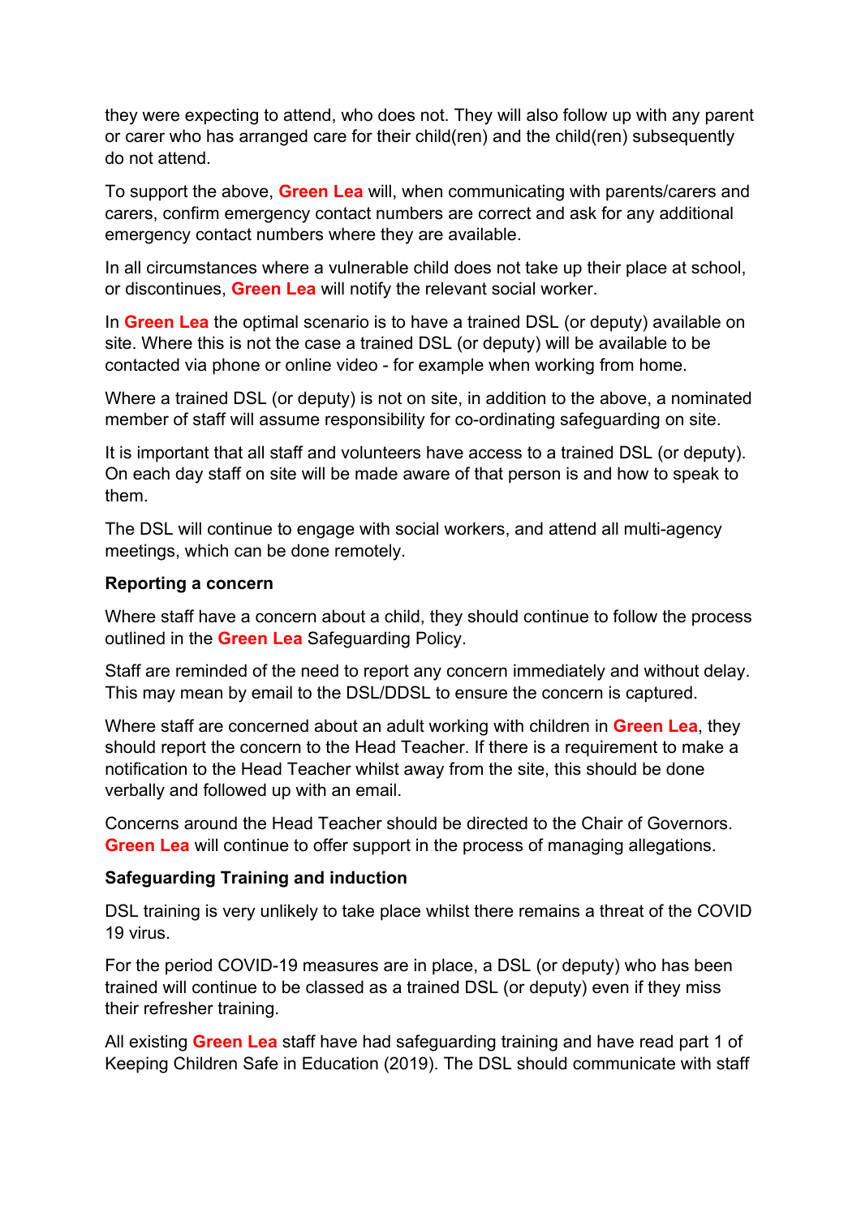they were expecting to attend, who does not. They will also follow up with any parent or carer who has arranged care for their child(ren) and the child(ren) subsequently do not attend.

To support the above, **Green Lea** will, when communicating with parents/carers and carers, confirm emergency contact numbers are correct and ask for any additional emergency contact numbers where they are available.

In all circumstances where a vulnerable child does not take up their place at school, or discontinues, **Green Lea** will notify the relevant social worker.

In **Green Lea** the optimal scenario is to have a trained DSL (or deputy) available on site. Where this is not the case a trained DSL (or deputy) will be available to be contacted via phone or online video - for example when working from home.

Where a trained DSL (or deputy) is not on site, in addition to the above, a nominated member of staff will assume responsibility for co-ordinating safeguarding on site.

It is important that all staff and volunteers have access to a trained DSL (or deputy). On each day staff on site will be made aware of that person is and how to speak to them.

The DSL will continue to engage with social workers, and attend all multi-agency meetings, which can be done remotely.

**Reporting a concern**

Where staff have a concern about a child, they should continue to follow the process outlined in the **Green Lea** Safeguarding Policy.

Staff are reminded of the need to report any concern immediately and without delay. This may mean by email to the DSL/DDSL to ensure the concern is captured.

Where staff are concerned about an adult working with children in **Green Lea**, they should report the concern to the Head Teacher. If there is a requirement to make a notification to the Head Teacher whilst away from the site, this should be done verbally and followed up with an email.

Concerns around the Head Teacher should be directed to the Chair of Governors. **Green Lea** will continue to offer support in the process of managing allegations.

**Safeguarding Training and induction**

DSL training is very unlikely to take place whilst there remains a threat of the COVID 19 virus.

For the period COVID-19 measures are in place, a DSL (or deputy) who has been trained will continue to be classed as a trained DSL (or deputy) even if they miss their refresher training.

All existing **Green Lea** staff have had safeguarding training and have read part 1 of Keeping Children Safe in Education (2019). The DSL should communicate with staff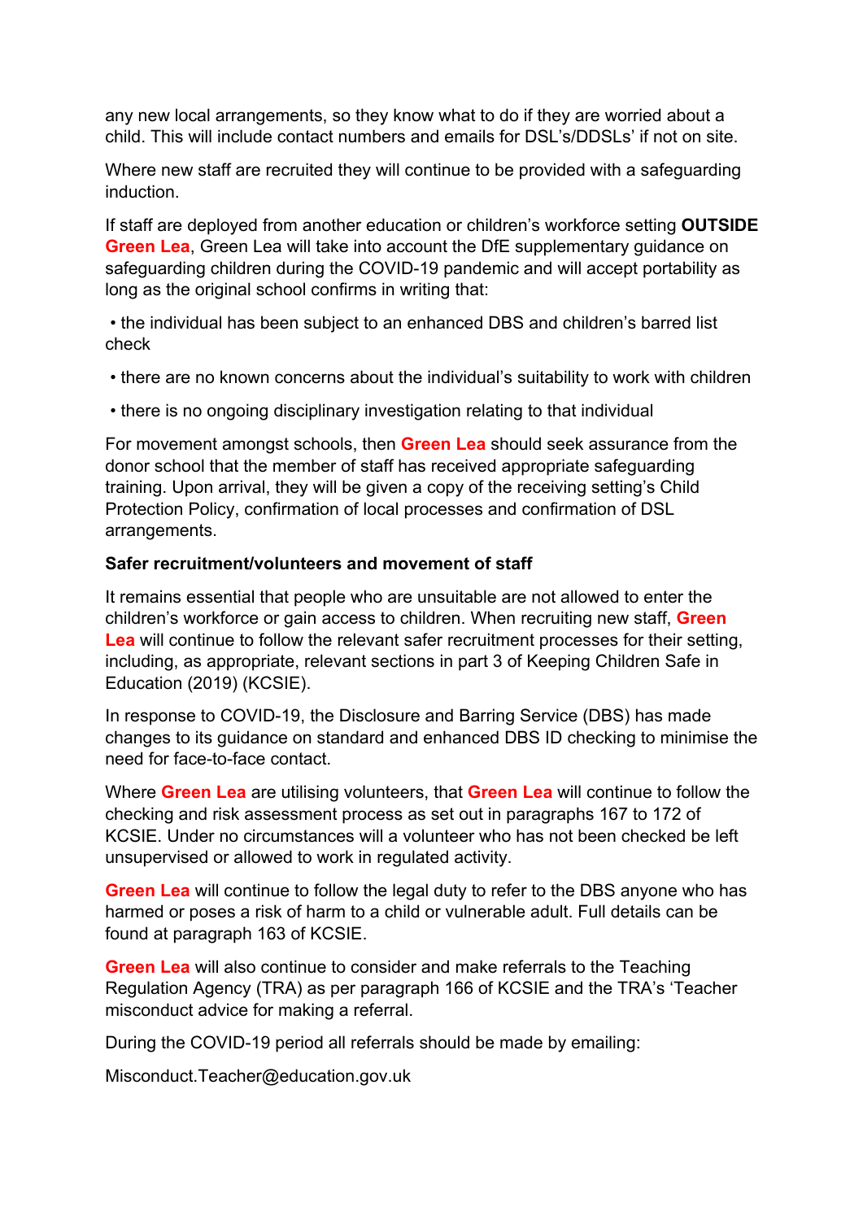any new local arrangements, so they know what to do if they are worried about a child. This will include contact numbers and emails for DSL's/DDSLs' if not on site.

Where new staff are recruited they will continue to be provided with a safeguarding induction.

If staff are deployed from another education or children's workforce setting **OUTSIDE** **Green Lea**, Green Lea will take into account the DfE supplementary guidance on safeguarding children during the COVID-19 pandemic and will accept portability as long as the original school confirms in writing that:

- the individual has been subject to an enhanced DBS and children's barred list check
- there are no known concerns about the individual's suitability to work with children
- there is no ongoing disciplinary investigation relating to that individual

For movement amongst schools, then **Green Lea** should seek assurance from the donor school that the member of staff has received appropriate safeguarding training. Upon arrival, they will be given a copy of the receiving setting's Child Protection Policy, confirmation of local processes and confirmation of DSL arrangements.

**Safer recruitment/volunteers and movement of staff**

It remains essential that people who are unsuitable are not allowed to enter the children's workforce or gain access to children. When recruiting new staff, **Green Lea** will continue to follow the relevant safer recruitment processes for their setting, including, as appropriate, relevant sections in part 3 of Keeping Children Safe in Education (2019) (KCSIE).

In response to COVID-19, the Disclosure and Barring Service (DBS) has made changes to its guidance on standard and enhanced DBS ID checking to minimise the need for face-to-face contact.

Where **Green Lea** are utilising volunteers, that **Green Lea** will continue to follow the checking and risk assessment process as set out in paragraphs 167 to 172 of KCSIE. Under no circumstances will a volunteer who has not been checked be left unsupervised or allowed to work in regulated activity.

**Green Lea** will continue to follow the legal duty to refer to the DBS anyone who has harmed or poses a risk of harm to a child or vulnerable adult. Full details can be found at paragraph 163 of KCSIE.

**Green Lea** will also continue to consider and make referrals to the Teaching Regulation Agency (TRA) as per paragraph 166 of KCSIE and the TRA's 'Teacher misconduct advice for making a referral.

During the COVID-19 period all referrals should be made by emailing:

Misconduct.Teacher@education.gov.uk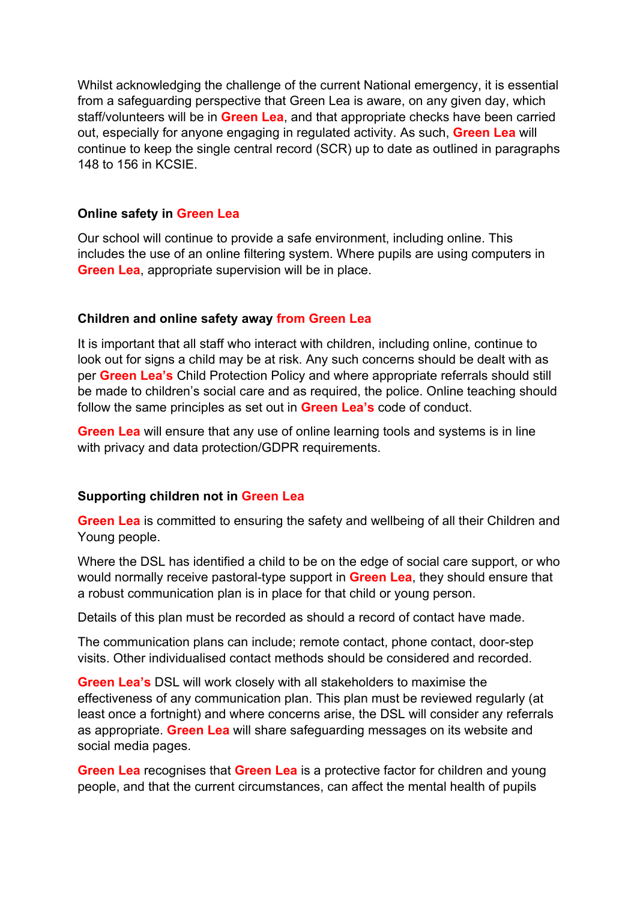Whilst acknowledging the challenge of the current National emergency, it is essential from a safeguarding perspective that Green Lea is aware, on any given day, which staff/volunteers will be in **Green Lea**, and that appropriate checks have been carried out, especially for anyone engaging in regulated activity. As such, **Green Lea** will continue to keep the single central record (SCR) up to date as outlined in paragraphs 148 to 156 in KCSIE.

### Online safety in Green Lea

Our school will continue to provide a safe environment, including online. This includes the use of an online filtering system. Where pupils are using computers in **Green Lea**, appropriate supervision will be in place.

### Children and online safety away from Green Lea

It is important that all staff who interact with children, including online, continue to look out for signs a child may be at risk. Any such concerns should be dealt with as per **Green Lea's** Child Protection Policy and where appropriate referrals should still be made to children's social care and as required, the police. Online teaching should follow the same principles as set out in **Green Lea's** code of conduct.

**Green Lea** will ensure that any use of online learning tools and systems is in line with privacy and data protection/GDPR requirements.

### Supporting children not in Green Lea

**Green Lea** is committed to ensuring the safety and wellbeing of all their Children and Young people.

Where the DSL has identified a child to be on the edge of social care support, or who would normally receive pastoral-type support in **Green Lea**, they should ensure that a robust communication plan is in place for that child or young person.

Details of this plan must be recorded as should a record of contact have made.

The communication plans can include; remote contact, phone contact, door-step visits. Other individualised contact methods should be considered and recorded.

**Green Lea's** DSL will work closely with all stakeholders to maximise the effectiveness of any communication plan. This plan must be reviewed regularly (at least once a fortnight) and where concerns arise, the DSL will consider any referrals as appropriate. **Green Lea** will share safeguarding messages on its website and social media pages.

**Green Lea** recognises that **Green Lea** is a protective factor for children and young people, and that the current circumstances, can affect the mental health of pupils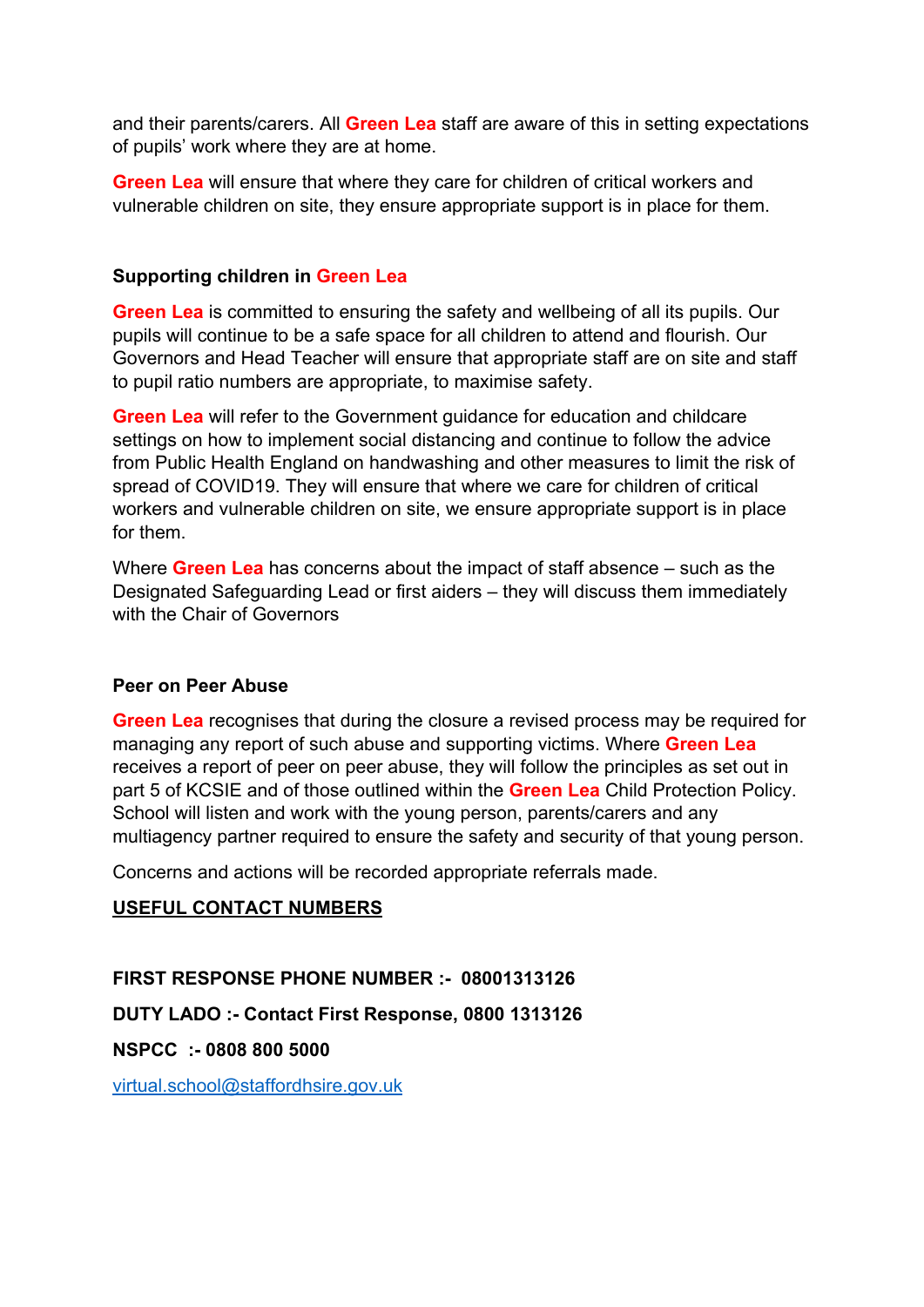and their parents/carers. All **Green Lea** staff are aware of this in setting expectations of pupils' work where they are at home.

**Green Lea** will ensure that where they care for children of critical workers and vulnerable children on site, they ensure appropriate support is in place for them.

### Supporting children in Green Lea

**Green Lea** is committed to ensuring the safety and wellbeing of all its pupils. Our pupils will continue to be a safe space for all children to attend and flourish. Our Governors and Head Teacher will ensure that appropriate staff are on site and staff to pupil ratio numbers are appropriate, to maximise safety.

**Green Lea** will refer to the Government guidance for education and childcare settings on how to implement social distancing and continue to follow the advice from Public Health England on handwashing and other measures to limit the risk of spread of COVID19. They will ensure that where we care for children of critical workers and vulnerable children on site, we ensure appropriate support is in place for them.

Where **Green Lea** has concerns about the impact of staff absence – such as the Designated Safeguarding Lead or first aiders – they will discuss them immediately with the Chair of Governors

### Peer on Peer Abuse

**Green Lea** recognises that during the closure a revised process may be required for managing any report of such abuse and supporting victims. Where **Green Lea** receives a report of peer on peer abuse, they will follow the principles as set out in part 5 of KCSIE and of those outlined within the **Green Lea** Child Protection Policy. School will listen and work with the young person, parents/carers and any multiagency partner required to ensure the safety and security of that young person.

Concerns and actions will be recorded appropriate referrals made.

### USEFUL CONTACT NUMBERS

**FIRST RESPONSE PHONE NUMBER :- 08001313126**

**DUTY LADO :- Contact First Response, 0800 1313126**

**NSPCC :- 0808 800 5000**

virtual.school@staffordhsire.gov.uk